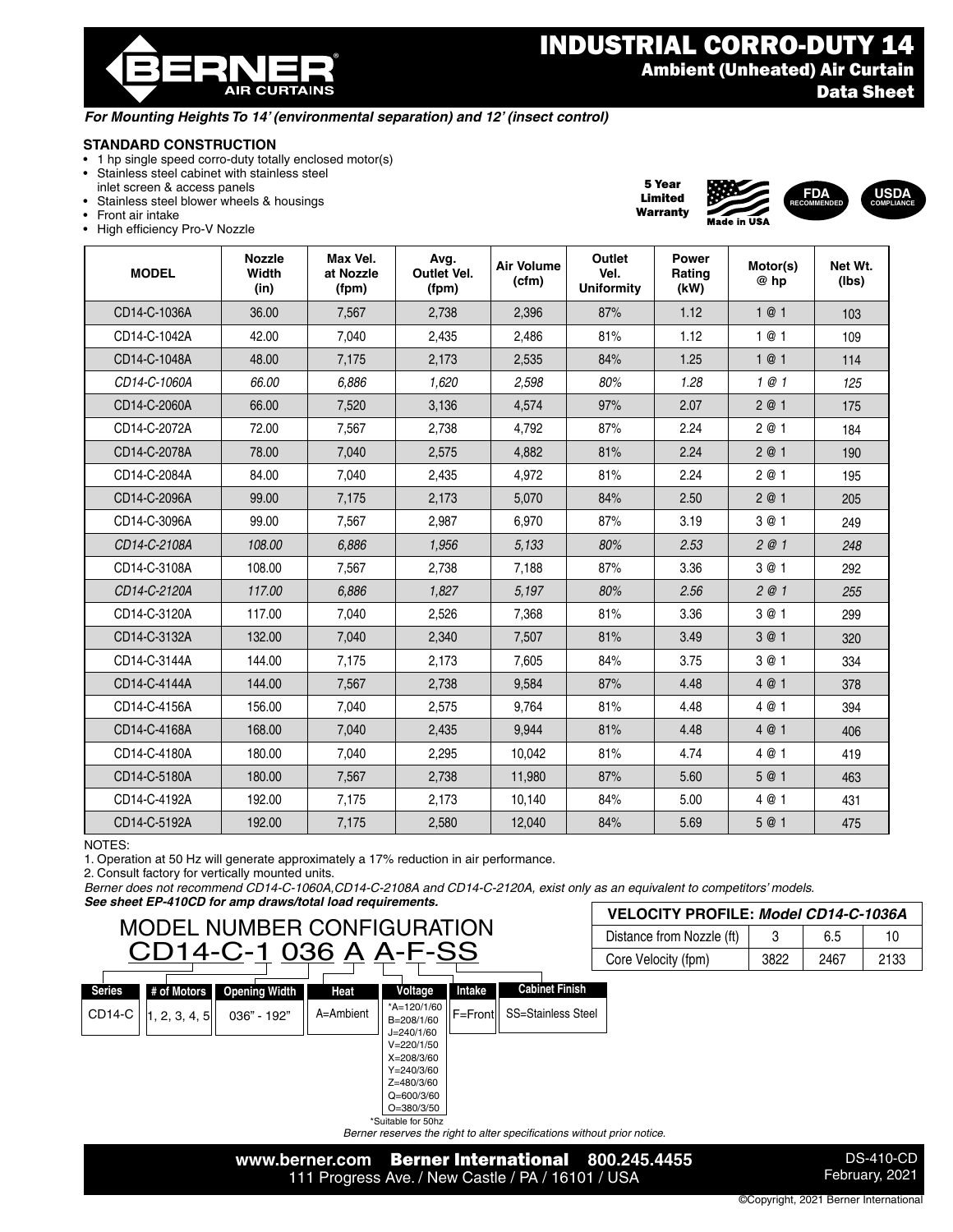# INDUSTRIAL CORRO-DUTY 14

## Ambient (Unheated) Air Curtain

## Data Sheet

*For Mounting Heights To 14' (environmental separation) and 12' (insect control)*

**STANDARD CONSTRUCTION**

- 1 hp single speed corro-duty totally enclosed motor(s)
- Stainless steel cabinet with stainless steel inlet screen & access panels
- Stainless steel blower wheels & housings
- Front air intake
- High efficiency Pro-V Nozzle

5 Year Limited Warranty

Made in USA

FDA RECOMMENDED

USDA COMPLIANCE

| MODEL | Nozzle Width (in) | Max Vel. at Nozzle (fpm) | Avg. Outlet Vel. (fpm) | Air Volume (cfm) | Outlet Vel. Uniformity | Power Rating (kW) | Motor(s) @ hp | Net Wt. (lbs) |
|---|---|---|---|---|---|---|---|---|
| CD14-C-1036A | 36.00 | 7,567 | 2,738 | 2,396 | 87% | 1.12 | 1 @ 1 | 103 |
| CD14-C-1042A | 42.00 | 7,040 | 2,435 | 2,486 | 81% | 1.12 | 1 @ 1 | 109 |
| CD14-C-1048A | 48.00 | 7,175 | 2,173 | 2,535 | 84% | 1.25 | 1 @ 1 | 114 |
| *CD14-C-1060A* | *66.00* | *6,886* | *1,620* | *2,598* | *80%* | *1.28* | *1 @ 1* | *125* |
| CD14-C-2060A | 66.00 | 7,520 | 3,136 | 4,574 | 97% | 2.07 | 2 @ 1 | 175 |
| CD14-C-2072A | 72.00 | 7,567 | 2,738 | 4,792 | 87% | 2.24 | 2 @ 1 | 184 |
| CD14-C-2078A | 78.00 | 7,040 | 2,575 | 4,882 | 81% | 2.24 | 2 @ 1 | 190 |
| CD14-C-2084A | 84.00 | 7,040 | 2,435 | 4,972 | 81% | 2.24 | 2 @ 1 | 195 |
| CD14-C-2096A | 99.00 | 7,175 | 2,173 | 5,070 | 84% | 2.50 | 2 @ 1 | 205 |
| CD14-C-3096A | 99.00 | 7,567 | 2,987 | 6,970 | 87% | 3.19 | 3 @ 1 | 249 |
| *CD14-C-2108A* | *108.00* | *6,886* | *1,956* | *5,133* | *80%* | *2.53* | *2 @ 1* | *248* |
| CD14-C-3108A | 108.00 | 7,567 | 2,738 | 7,188 | 87% | 3.36 | 3 @ 1 | 292 |
| *CD14-C-2120A* | *117.00* | *6,886* | *1,827* | *5,197* | *80%* | *2.56* | *2 @ 1* | *255* |
| CD14-C-3120A | 117.00 | 7,040 | 2,526 | 7,368 | 81% | 3.36 | 3 @ 1 | 299 |
| CD14-C-3132A | 132.00 | 7,040 | 2,340 | 7,507 | 81% | 3.49 | 3 @ 1 | 320 |
| CD14-C-3144A | 144.00 | 7,175 | 2,173 | 7,605 | 84% | 3.75 | 3 @ 1 | 334 |
| CD14-C-4144A | 144.00 | 7,567 | 2,738 | 9,584 | 87% | 4.48 | 4 @ 1 | 378 |
| CD14-C-4156A | 156.00 | 7,040 | 2,575 | 9,764 | 81% | 4.48 | 4 @ 1 | 394 |
| CD14-C-4168A | 168.00 | 7,040 | 2,435 | 9,944 | 81% | 4.48 | 4 @ 1 | 406 |
| CD14-C-4180A | 180.00 | 7,040 | 2,295 | 10,042 | 81% | 4.74 | 4 @ 1 | 419 |
| CD14-C-5180A | 180.00 | 7,567 | 2,738 | 11,980 | 87% | 5.60 | 5 @ 1 | 463 |
| CD14-C-4192A | 192.00 | 7,175 | 2,173 | 10,140 | 84% | 5.00 | 4 @ 1 | 431 |
| CD14-C-5192A | 192.00 | 7,175 | 2,580 | 12,040 | 84% | 5.69 | 5 @ 1 | 475 |

NOTES:

1. Operation at 50 Hz will generate approximately a 17% reduction in air performance.
2. Consult factory for vertically mounted units.

*Berner does not recommend CD14-C-1060A,CD14-C-2108A and CD14-C-2120A, exist only as an equivalent to competitors' models.*

***See sheet EP-410CD for amp draws/total load requirements.***

| VELOCITY PROFILE: *Model CD14-C-1036A* | | | |
|---|---|---|---|
| Distance from Nozzle (ft) | 3 | 6.5 | 10 |
| Core Velocity (fpm) | 3822 | 2467 | 2133 |

## MODEL NUMBER CONFIGURATION

CD14-C-1 036 A A-F-SS

| Series | # of Motors | Opening Width | Heat | Voltage | Intake | Cabinet Finish |
|---|---|---|---|---|---|---|
| CD14-C | 1, 2, 3, 4, 5 | 036" - 192" | A=Ambient | *A=120/1/60<br>B=208/1/60<br>J=240/1/60<br>V=220/1/50<br>X=208/3/60<br>Y=240/3/60<br>Z=480/3/60<br>Q=600/3/60<br>O=380/3/50 | F=Front | SS=Stainless Steel |

*Suitable for 50hz

*Berner reserves the right to alter specifications without prior notice.*

www.berner.com **Berner International** 800.245.4455
111 Progress Ave. / New Castle / PA / 16101 / USA

DS-410-CD
February, 2021

©Copyright, 2021 Berner International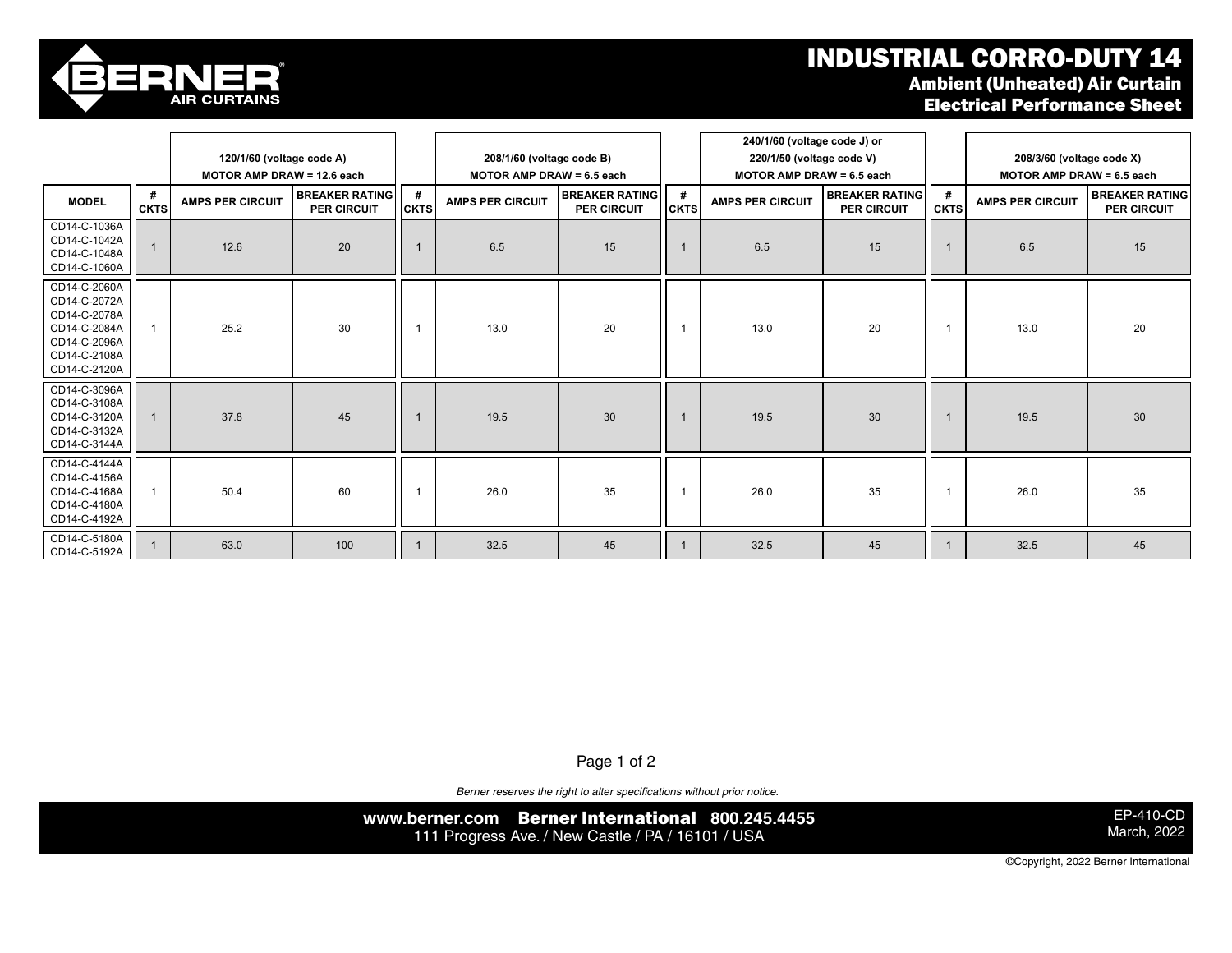# INDUSTRIAL CORRO-DUTY 14

## Ambient (Unheated) Air Curtain

## Electrical Performance Sheet

| MODEL | 120/1/60 (voltage code A) MOTOR AMP DRAW = 12.6 each | | | 208/1/60 (voltage code B) MOTOR AMP DRAW = 6.5 each | | | 240/1/60 (voltage code J) or 220/1/50 (voltage code V) MOTOR AMP DRAW = 6.5 each | | | 208/3/60 (voltage code X) MOTOR AMP DRAW = 6.5 each | | |
|---|---|---|---|---|---|---|---|---|---|---|---|---|
| | # CKTS | AMPS PER CIRCUIT | BREAKER RATING PER CIRCUIT | # CKTS | AMPS PER CIRCUIT | BREAKER RATING PER CIRCUIT | # CKTS | AMPS PER CIRCUIT | BREAKER RATING PER CIRCUIT | # CKTS | AMPS PER CIRCUIT | BREAKER RATING PER CIRCUIT |
| CD14-C-1036A<br>CD14-C-1042A<br>CD14-C-1048A<br>CD14-C-1060A | 1 | 12.6 | 20 | 1 | 6.5 | 15 | 1 | 6.5 | 15 | 1 | 6.5 | 15 |
| CD14-C-2060A<br>CD14-C-2072A<br>CD14-C-2078A<br>CD14-C-2084A<br>CD14-C-2096A<br>CD14-C-2108A<br>CD14-C-2120A | 1 | 25.2 | 30 | 1 | 13.0 | 20 | 1 | 13.0 | 20 | 1 | 13.0 | 20 |
| CD14-C-3096A<br>CD14-C-3108A<br>CD14-C-3120A<br>CD14-C-3132A<br>CD14-C-3144A | 1 | 37.8 | 45 | 1 | 19.5 | 30 | 1 | 19.5 | 30 | 1 | 19.5 | 30 |
| CD14-C-4144A<br>CD14-C-4156A<br>CD14-C-4168A<br>CD14-C-4180A<br>CD14-C-4192A | 1 | 50.4 | 60 | 1 | 26.0 | 35 | 1 | 26.0 | 35 | 1 | 26.0 | 35 |
| CD14-C-5180A<br>CD14-C-5192A | 1 | 63.0 | 100 | 1 | 32.5 | 45 | 1 | 32.5 | 45 | 1 | 32.5 | 45 |

*Berner reserves the right to alter specifications without prior notice.*

www.berner.com **Berner International** 800.245.4455
111 Progress Ave. / New Castle / PA / 16101 / USA

EP-410-CD
March, 2022

©Copyright, 2022 Berner International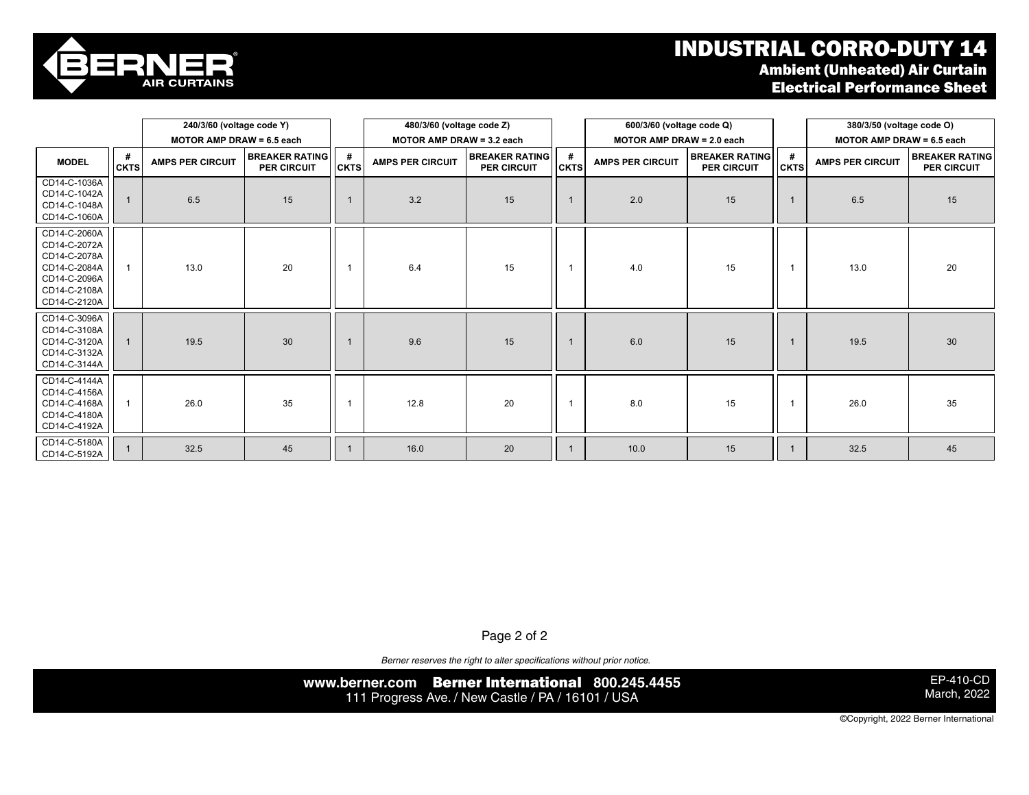# INDUSTRIAL CORRO-DUTY 14

## Ambient (Unheated) Air Curtain
## Electrical Performance Sheet

| | 240/3/60 (voltage code Y) MOTOR AMP DRAW = 6.5 each | | | 480/3/60 (voltage code Z) MOTOR AMP DRAW = 3.2 each | | | 600/3/60 (voltage code Q) MOTOR AMP DRAW = 2.0 each | | | 380/3/50 (voltage code O) MOTOR AMP DRAW = 6.5 each | | |
|---|---|---|---|---|---|---|---|---|---|---|---|---|
| MODEL | # CKTS | AMPS PER CIRCUIT | BREAKER RATING PER CIRCUIT | # CKTS | AMPS PER CIRCUIT | BREAKER RATING PER CIRCUIT | # CKTS | AMPS PER CIRCUIT | BREAKER RATING PER CIRCUIT | # CKTS | AMPS PER CIRCUIT | BREAKER RATING PER CIRCUIT |
| CD14-C-1036A CD14-C-1042A CD14-C-1048A CD14-C-1060A | 1 | 6.5 | 15 | 1 | 3.2 | 15 | 1 | 2.0 | 15 | 1 | 6.5 | 15 |
| CD14-C-2060A CD14-C-2072A CD14-C-2078A CD14-C-2084A CD14-C-2096A CD14-C-2108A CD14-C-2120A | 1 | 13.0 | 20 | 1 | 6.4 | 15 | 1 | 4.0 | 15 | 1 | 13.0 | 20 |
| CD14-C-3096A CD14-C-3108A CD14-C-3120A CD14-C-3132A CD14-C-3144A | 1 | 19.5 | 30 | 1 | 9.6 | 15 | 1 | 6.0 | 15 | 1 | 19.5 | 30 |
| CD14-C-4144A CD14-C-4156A CD14-C-4168A CD14-C-4180A CD14-C-4192A | 1 | 26.0 | 35 | 1 | 12.8 | 20 | 1 | 8.0 | 15 | 1 | 26.0 | 35 |
| CD14-C-5180A CD14-C-5192A | 1 | 32.5 | 45 | 1 | 16.0 | 20 | 1 | 10.0 | 15 | 1 | 32.5 | 45 |

*Berner reserves the right to alter specifications without prior notice.*

www.berner.com **Berner International** 800.245.4455
111 Progress Ave. / New Castle / PA / 16101 / USA

EP-410-CD
March, 2022

©Copyright, 2022 Berner International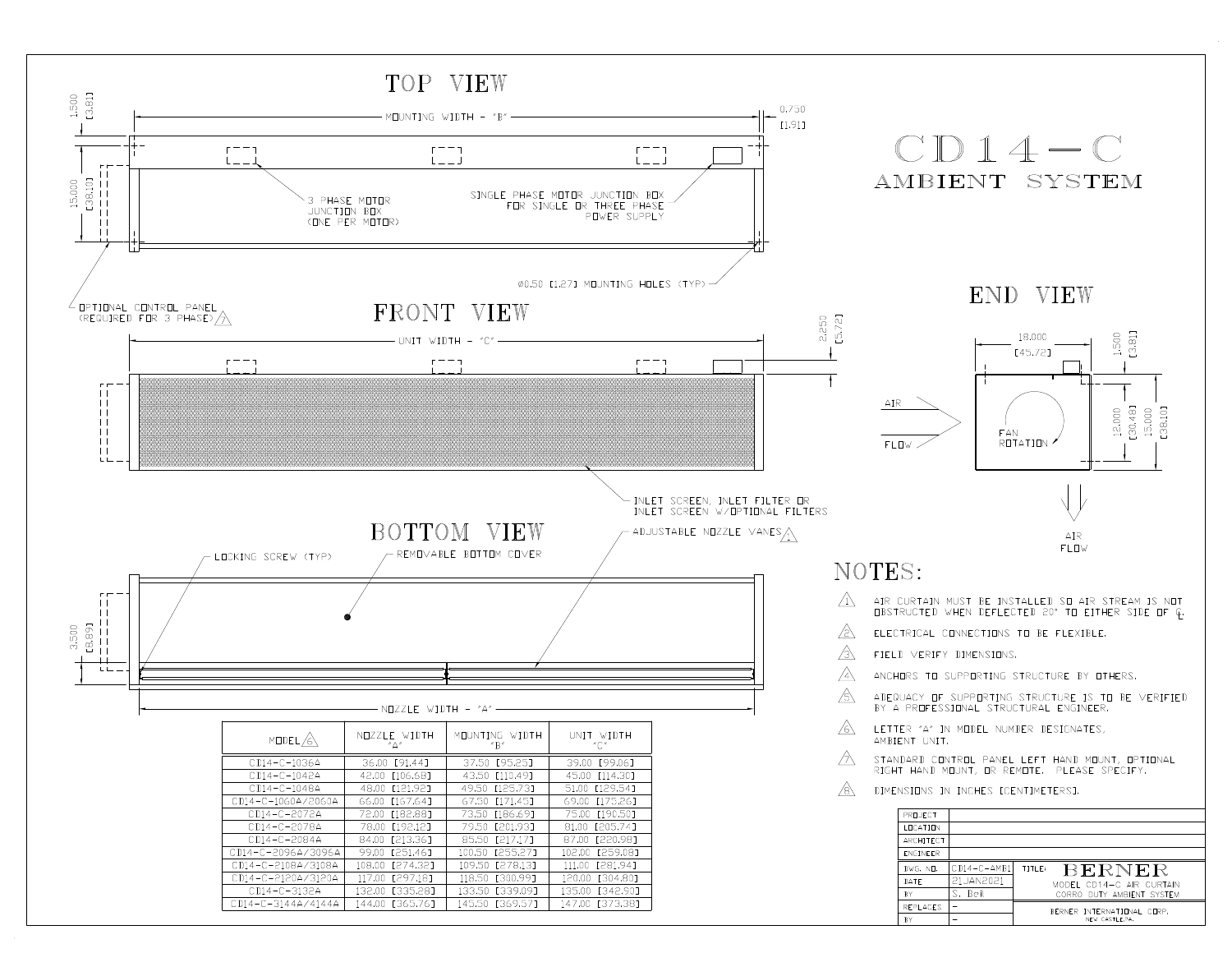# CD14-C

## AMBIENT SYSTEM

## TOP VIEW

1.500 [3.81]

MOUNTING WIDTH - "B"

0.750 [1.91]

15.000 [38.10]

3 PHASE MOTOR JUNCTION BOX (ONE PER MOTOR)

SINGLE PHASE MOTOR JUNCTION BOX FOR SINGLE OR THREE PHASE POWER SUPPLY

Ø0.50 [1.27] MOUNTING HOLES (TYP)

OPTIONAL CONTROL PANEL (REQUIRED FOR 3 PHASE) 7

## FRONT VIEW

UNIT WIDTH - "C"

2.250 [5.72]

INLET SCREEN, INLET FILTER OR INLET SCREEN W/OPTIONAL FILTERS

## BOTTOM VIEW

LOCKING SCREW (TYP)

REMOVABLE BOTTOM COVER

ADJUSTABLE NOZZLE VANES 1

3.500 [8.89]

NOZZLE WIDTH - "A"

## END VIEW

18.000 [45.72]

1.500 [3.81]

12.000 [30.48]

15.000 [38.10]

AIR FLOW

FAN ROTATION

AIR FLOW

| MODEL 6 | NOZZLE WIDTH "A" | MOUNTING WIDTH "B" | UNIT WIDTH "C" |
|---|---|---|---|
| CD14-C-1036A | 36.00 [91.44] | 37.50 [95.25] | 39.00 [99.06] |
| CD14-C-1042A | 42.00 [106.68] | 43.50 [110.49] | 45.00 [114.30] |
| CD14-C-1048A | 48.00 [121.92] | 49.50 [125.73] | 51.00 [129.54] |
| CD14-C-1060A/2060A | 66.00 [167.64] | 67.50 [171.45] | 69.00 [175.26] |
| CD14-C-2072A | 72.00 [182.88] | 73.50 [186.69] | 75.00 [190.50] |
| CD14-C-2078A | 78.00 [198.12] | 79.50 [201.93] | 81.00 [205.74] |
| CD14-C-2084A | 84.00 [213.36] | 85.50 [217.17] | 87.00 [220.98] |
| CD14-C-2096A/3096A | 99.00 [251.46] | 100.50 [255.27] | 102.00 [259.08] |
| CD14-C-2108A/3108A | 108.00 [274.32] | 109.50 [278.13] | 111.00 [281.94] |
| CD14-C-2120A/3120A | 117.00 [297.18] | 118.50 [300.99] | 120.00 [304.80] |
| CD14-C-3132A | 132.00 [335.28] | 133.50 [339.09] | 135.00 [342.90] |
| CD14-C-3144A/4144A | 144.00 [365.76] | 145.50 [369.57] | 147.00 [373.38] |

## NOTES:

1. AIR CURTAIN MUST BE INSTALLED SO AIR STREAM IS NOT OBSTRUCTED WHEN DEFLECTED 20° TO EITHER SIDE OF ℄.
2. ELECTRICAL CONNECTIONS TO BE FLEXIBLE.
3. FIELD VERIFY DIMENSIONS.
4. ANCHORS TO SUPPORTING STRUCTURE BY OTHERS.
5. ADEQUACY OF SUPPORTING STRUCTURE IS TO BE VERIFIED BY A PROFESSIONAL STRUCTURAL ENGINEER.
6. LETTER "A" IN MODEL NUMBER DESIGNATES, AMBIENT UNIT.
7. STANDARD CONTROL PANEL LEFT HAND MOUNT, OPTIONAL RIGHT HAND MOUNT, OR REMOTE. PLEASE SPECIFY.
8. DIMENSIONS IN INCHES [CENTIMETERS].

| PROJECT | |
|---|---|
| LOCATION | |
| ARCHITECT | |
| ENGINEER | |

| DWG. NO. | CD14-C-AMB1 | TITLE: BERNER MODEL CD14-C AIR CURTAIN CORRO DUTY AMBIENT SYSTEM |
|---|---|---|
| DATE | 21JAN2021 | |
| BY | S. Beil | |
| REPLACES | - | BERNER INTERNATIONAL CORP. NEW CASTLE,PA. |
| BY | - | |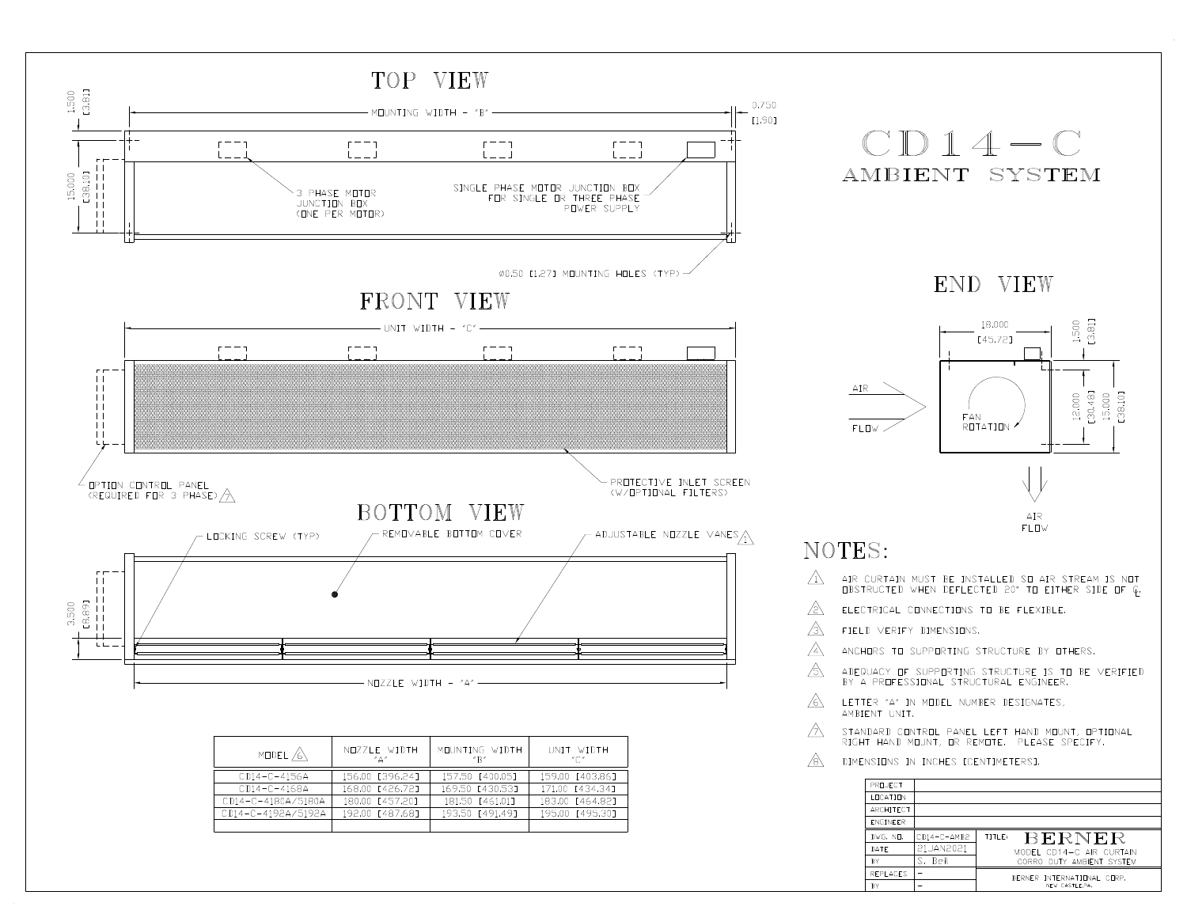# CD14-C

## AMBIENT SYSTEM

### TOP VIEW

MOUNTING WIDTH - "B"

1.500 [3.81]

0.750 [1.90]

15.000 [38.10]

3 PHASE MOTOR JUNCTION BOX (ONE PER MOTOR)

SINGLE PHASE MOTOR JUNCTION BOX FOR SINGLE OR THREE PHASE POWER SUPPLY

Ø0.50 [1.27] MOUNTING HOLES (TYP)

### FRONT VIEW

UNIT WIDTH - "C"

OPTION CONTROL PANEL (REQUIRED FOR 3 PHASE) 7

PROTECTIVE INLET SCREEN (W/OPTIONAL FILTERS)

### BOTTOM VIEW

LOCKING SCREW (TYP)

REMOVABLE BOTTOM COVER

ADJUSTABLE NOZZLE VANES 1

3.500 [8.89]

NOZZLE WIDTH - "A"

### END VIEW

18.000 [45.72]

1.500 [3.81]

12.000 [30.48]

15.000 [38.10]

AIR FLOW

FAN ROTATION

AIR FLOW

| MODEL 6 | NOZZLE WIDTH "A" | MOUNTING WIDTH "B" | UNIT WIDTH "C" |
|---|---|---|---|
| CD14-C-4156A | 156.00 [396.24] | 157.50 [400.05] | 159.00 [403.86] |
| CD14-C-4168A | 168.00 [426.72] | 169.50 [430.53] | 171.00 [434.34] |
| CD14-C-4180A/5180A | 180.00 [457.20] | 181.50 [461.01] | 183.00 [464.82] |
| CD14-C-4192A/5192A | 192.00 [487.68] | 193.50 [491.49] | 195.00 [495.30] |
| | | | |

## NOTES:

1. AIR CURTAIN MUST BE INSTALLED SO AIR STREAM IS NOT OBSTRUCTED WHEN DEFLECTED 20° TO EITHER SIDE OF ℄.
2. ELECTRICAL CONNECTIONS TO BE FLEXIBLE.
3. FIELD VERIFY DIMENSIONS.
4. ANCHORS TO SUPPORTING STRUCTURE BY OTHERS.
5. ADEQUACY OF SUPPORTING STRUCTURE IS TO BE VERIFIED BY A PROFESSIONAL STRUCTURAL ENGINEER.
6. LETTER "A" IN MODEL NUMBER DESIGNATES, AMBIENT UNIT.
7. STANDARD CONTROL PANEL LEFT HAND MOUNT, OPTIONAL RIGHT HAND MOUNT, OR REMOTE. PLEASE SPECIFY.
8. DIMENSIONS IN INCHES [CENTIMETERS].

| PROJECT | | |
|---|---|---|
| LOCATION | | |
| ARCHITECT | | |
| ENGINEER | | |
| DWG. NO. | CD14-C-AMB2 | TITLE: BERNER MODEL CD14-C AIR CURTAIN CORRO DUTY AMBIENT SYSTEM |
| DATE | 21JAN2021 | |
| BY | S. Beil | |
| REPLACES | - | BERNER INTERNATIONAL CORP. NEW CASTLE,PA. |
| BY | - | |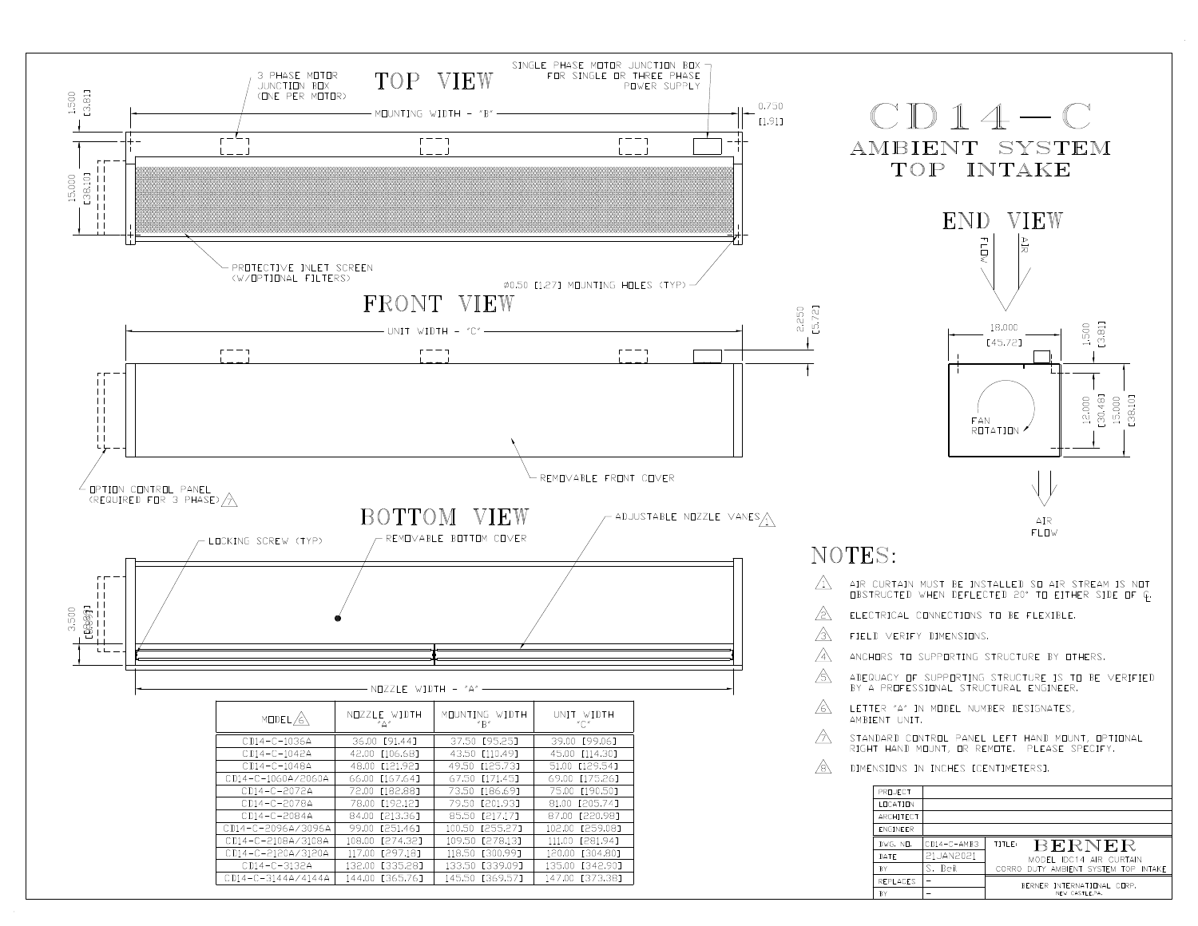# CD14-C

## AMBIENT SYSTEM TOP INTAKE

### TOP VIEW

3 PHASE MOTOR JUNCTION BOX (ONE PER MOTOR)

SINGLE PHASE MOTOR JUNCTION BOX FOR SINGLE OR THREE PHASE POWER SUPPLY

MOUNTING WIDTH - "B"

1.500 [3.81]

0.750 [1.91]

15.000 [38.10]

PROTECTIVE INLET SCREEN (W/OPTIONAL FILTERS)

Ø0.50 [1.27] MOUNTING HOLES (TYP)

### FRONT VIEW

UNIT WIDTH - "C"

2.250 [5.72]

REMOVABLE FRONT COVER

OPTION CONTROL PANEL (REQUIRED FOR 3 PHASE) ⚠7

### BOTTOM VIEW

LOCKING SCREW (TYP)

REMOVABLE BOTTOM COVER

ADJUSTABLE NOZZLE VANES ⚠1

3.500 [8.89]

NOZZLE WIDTH - "A"

### END VIEW

AIR FLOW

18.000 [45.72]

1.500 [3.81]

12.000 [30.48]

15.000 [38.10]

FAN ROTATION

AIR FLOW

| MODEL ⚠6 | NOZZLE WIDTH "A" | MOUNTING WIDTH "B" | UNIT WIDTH "C" |
|---|---|---|---|
| CD14-C-1036A | 36.00 [91.44] | 37.50 [95.25] | 39.00 [99.06] |
| CD14-C-1042A | 42.00 [106.68] | 43.50 [110.49] | 45.00 [114.30] |
| CD14-C-1048A | 48.00 [121.92] | 49.50 [125.73] | 51.00 [129.54] |
| CD14-C-1060A/2060A | 66.00 [167.64] | 67.50 [171.45] | 69.00 [175.26] |
| CD14-C-2072A | 72.00 [182.88] | 73.50 [186.69] | 75.00 [190.50] |
| CD14-C-2078A | 78.00 [198.12] | 79.50 [201.93] | 81.00 [205.74] |
| CD14-C-2084A | 84.00 [213.36] | 85.50 [217.17] | 87.00 [220.98] |
| CD14-C-2096A/3096A | 99.00 [251.46] | 100.50 [255.27] | 102.00 [259.08] |
| CD14-C-2108A/3108A | 108.00 [274.32] | 109.50 [278.13] | 111.00 [281.94] |
| CD14-C-2120A/3120A | 117.00 [297.18] | 118.50 [300.99] | 120.00 [304.80] |
| CD14-C-3132A | 132.00 [335.28] | 133.50 [339.09] | 135.00 [342.90] |
| CD14-C-3144A/4144A | 144.00 [365.76] | 145.50 [369.57] | 147.00 [373.38] |

## NOTES:

1. AIR CURTAIN MUST BE INSTALLED SO AIR STREAM IS NOT OBSTRUCTED WHEN DEFLECTED 20° TO EITHER SIDE OF ℄.
2. ELECTRICAL CONNECTIONS TO BE FLEXIBLE.
3. FIELD VERIFY DIMENSIONS.
4. ANCHORS TO SUPPORTING STRUCTURE BY OTHERS.
5. ADEQUACY OF SUPPORTING STRUCTURE IS TO BE VERIFIED BY A PROFESSIONAL STRUCTURAL ENGINEER.
6. LETTER "A" IN MODEL NUMBER DESIGNATES, AMBIENT UNIT.
7. STANDARD CONTROL PANEL LEFT HAND MOUNT, OPTIONAL RIGHT HAND MOUNT, OR REMOTE. PLEASE SPECIFY.
8. DIMENSIONS IN INCHES [CENTIMETERS].

| PROJECT | | |
|---|---|---|
| LOCATION | | |
| ARCHITECT | | |
| ENGINEER | | |
| DWG. NO. | CD14-C-AMB3 | TITLE: BERNER MODEL IDC14 AIR CURTAIN CORRO DUTY AMBIENT SYSTEM TOP INTAKE |
| DATE | 21JAN2021 | |
| BY | S. Bell | |
| REPLACES | - | BERNER INTERNATIONAL CORP. NEW CASTLE, PA. |
| BY | - | |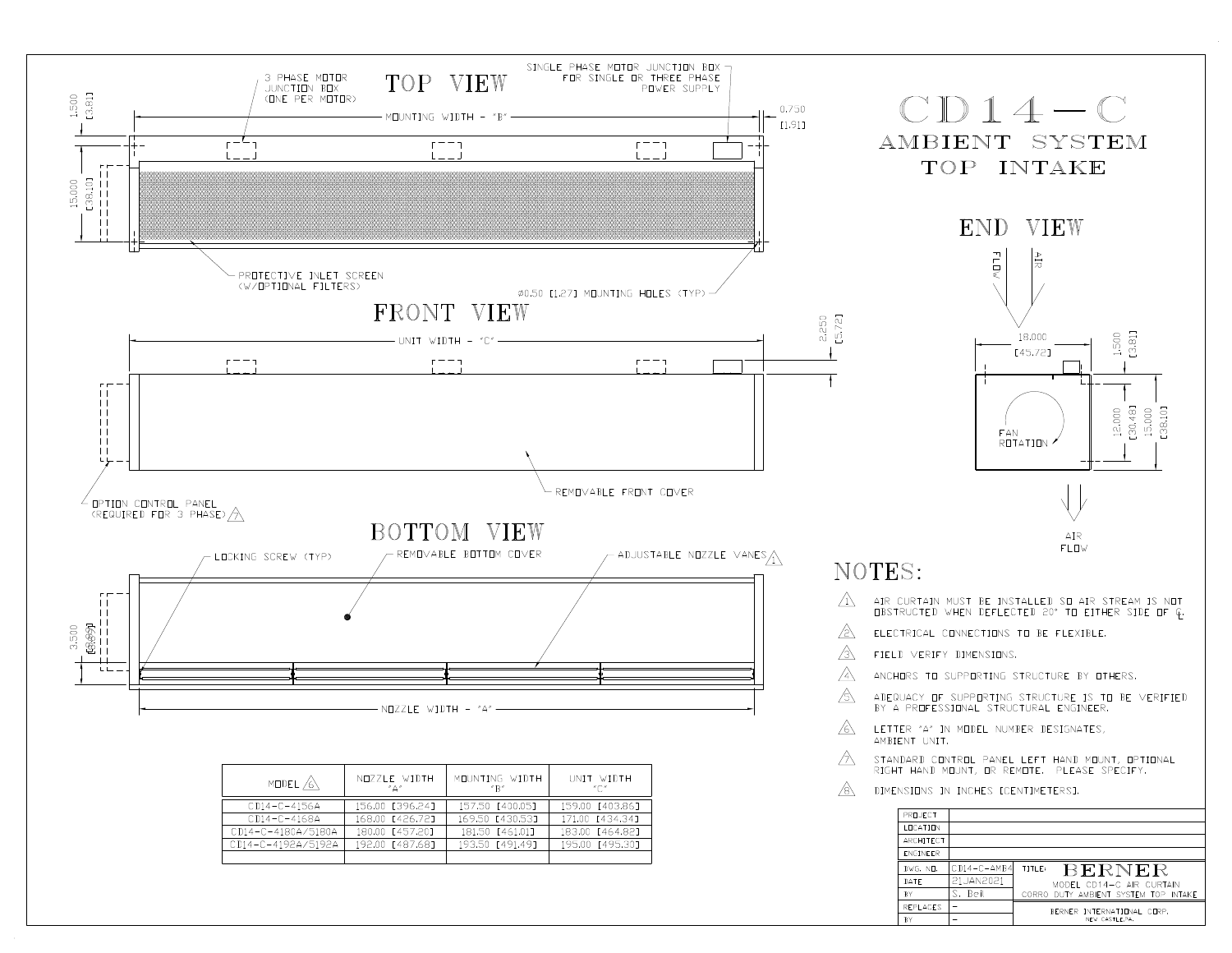# CD14-C

## AMBIENT SYSTEM TOP INTAKE

### TOP VIEW

3 PHASE MOTOR JUNCTION BOX (ONE PER MOTOR)

SINGLE PHASE MOTOR JUNCTION BOX FOR SINGLE OR THREE PHASE POWER SUPPLY

MOUNTING WIDTH - "B"

1.500 [3.81]

0.750 [1.91]

15.000 [38.10]

PROTECTIVE INLET SCREEN (W/OPTIONAL FILTERS)

Ø0.50 [1.27] MOUNTING HOLES (TYP)

### FRONT VIEW

UNIT WIDTH - "C"

2.250 [5.72]

OPTION CONTROL PANEL (REQUIRED FOR 3 PHASE) 7

REMOVABLE FRONT COVER

### BOTTOM VIEW

LOCKING SCREW (TYP)

REMOVABLE BOTTOM COVER

ADJUSTABLE NOZZLE VANES 1

3.500 [8.89]

NOZZLE WIDTH - "A"

### END VIEW

AIR FLOW

18.000 [45.72]

1.500 [3.81]

12.000 [30.48]

15.000 [38.10]

FAN ROTATION

AIR FLOW

| MODEL 6 | NOZZLE WIDTH "A" | MOUNTING WIDTH "B" | UNIT WIDTH "C" |
|---|---|---|---|
| CD14-C-4156A | 156.00 [396.24] | 157.50 [400.05] | 159.00 [403.86] |
| CD14-C-4168A | 168.00 [426.72] | 169.50 [430.53] | 171.00 [434.34] |
| CD14-C-4180A/5180A | 180.00 [457.20] | 181.50 [461.01] | 183.00 [464.82] |
| CD14-C-4192A/5192A | 192.00 [487.68] | 193.50 [491.49] | 195.00 [495.30] |
| | | | |

## NOTES:

1. AIR CURTAIN MUST BE INSTALLED SO AIR STREAM IS NOT OBSTRUCTED WHEN DEFLECTED 20° TO EITHER SIDE OF ℄.
2. ELECTRICAL CONNECTIONS TO BE FLEXIBLE.
3. FIELD VERIFY DIMENSIONS.
4. ANCHORS TO SUPPORTING STRUCTURE BY OTHERS.
5. ADEQUACY OF SUPPORTING STRUCTURE IS TO BE VERIFIED BY A PROFESSIONAL STRUCTURAL ENGINEER.
6. LETTER "A" IN MODEL NUMBER DESIGNATES, AMBIENT UNIT.
7. STANDARD CONTROL PANEL LEFT HAND MOUNT, OPTIONAL RIGHT HAND MOUNT, OR REMOTE. PLEASE SPECIFY.
8. DIMENSIONS IN INCHES [CENTIMETERS].

| | |
|---|---|
| PROJECT | |
| LOCATION | |
| ARCHITECT | |
| ENGINEER | |

| | | |
|---|---|---|
| DWG. NO. | CD14-C-AMB4 | TITLE: BERNER MODEL CD14-C AIR CURTAIN CORRO DUTY AMBIENT SYSTEM TOP INTAKE |
| DATE | 21JAN2021 | |
| BY | S. Beil | |
| REPLACES | - | BERNER INTERNATIONAL CORP. NEW CASTLE, PA. |
| BY | - | |